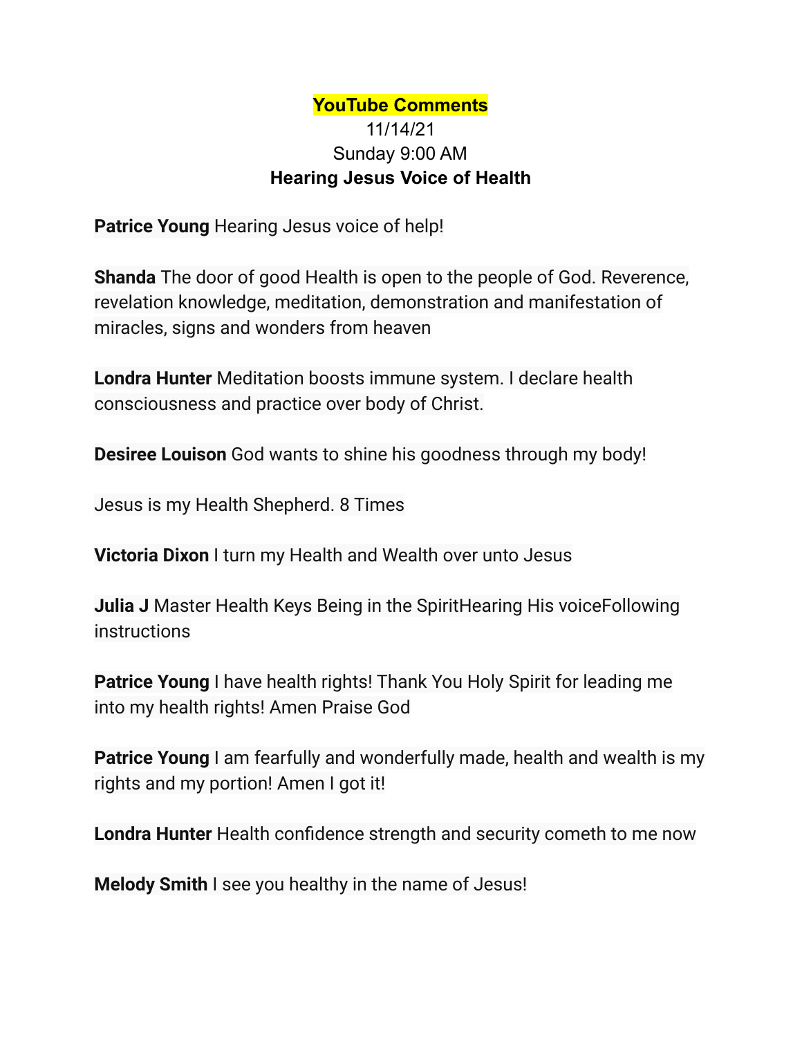**YouTube Comments**

11/14/21

Sunday 9:00 AM

**Hearing Jesus Voice of Health**

**Patrice Young** Hearing Jesus voice of help!

**Shanda** The door of good Health is open to the people of God. Reverence, revelation knowledge, meditation, demonstration and manifestation of miracles, signs and wonders from heaven

**Londra Hunter** Meditation boosts immune system. I declare health consciousness and practice over body of Christ.

**Desiree Louison** God wants to shine his goodness through my body!

Jesus is my Health Shepherd. 8 Times

**Victoria Dixon** I turn my Health and Wealth over unto Jesus

**Julia J** Master Health Keys Being in the SpiritHearing His voiceFollowing instructions

**Patrice Young** I have health rights! Thank You Holy Spirit for leading me into my health rights! Amen Praise God

**Patrice Young** I am fearfully and wonderfully made, health and wealth is my rights and my portion! Amen I got it!

**Londra Hunter** Health confidence strength and security cometh to me now

**Melody Smith** I see you healthy in the name of Jesus!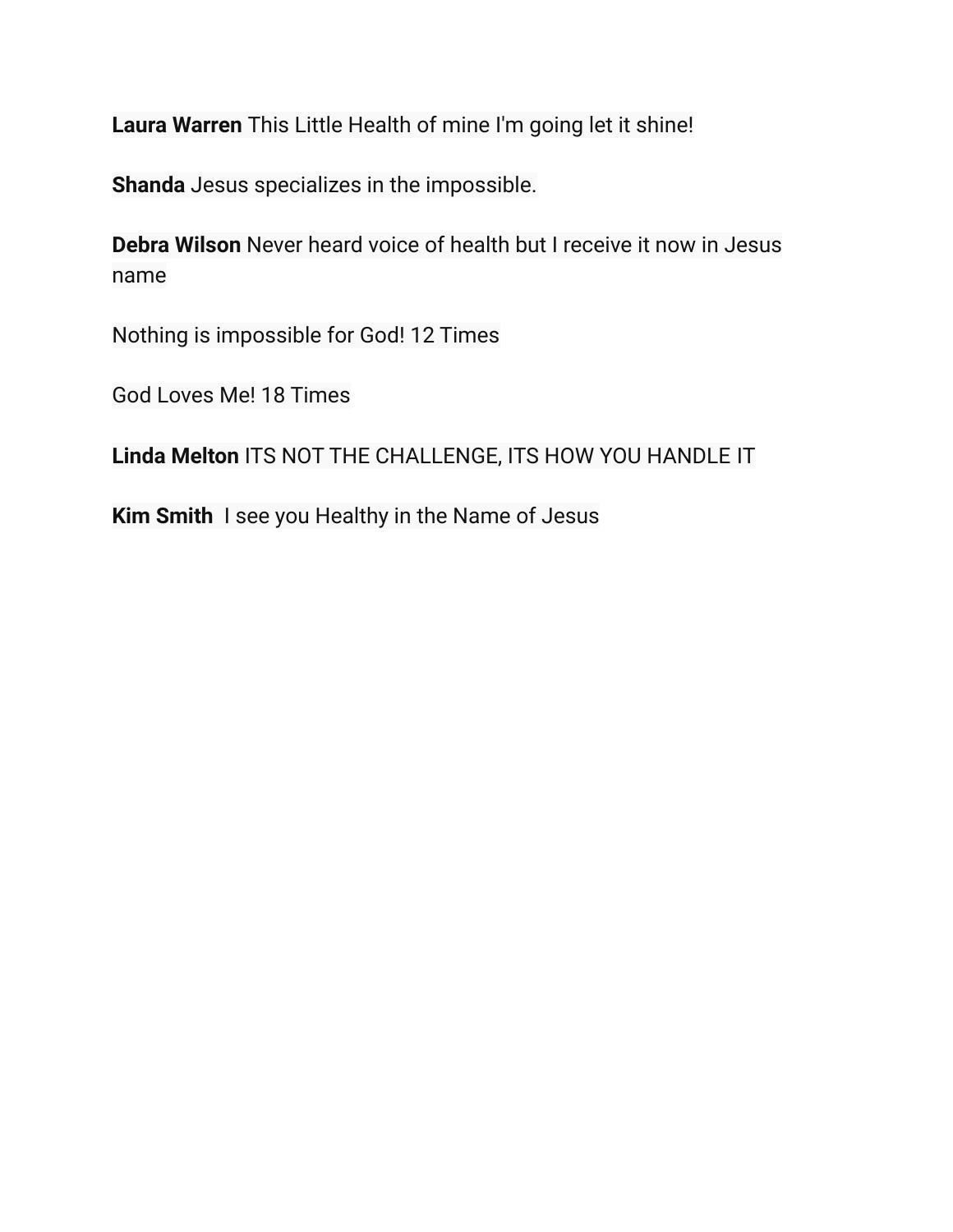**Laura Warren** This Little Health of mine I'm going let it shine!

**Shanda** Jesus specializes in the impossible.

**Debra Wilson** Never heard voice of health but I receive it now in Jesus name

Nothing is impossible for God! 12 Times

God Loves Me! 18 Times

**Linda Melton** ITS NOT THE CHALLENGE, ITS HOW YOU HANDLE IT

**Kim Smith** I see you Healthy in the Name of Jesus